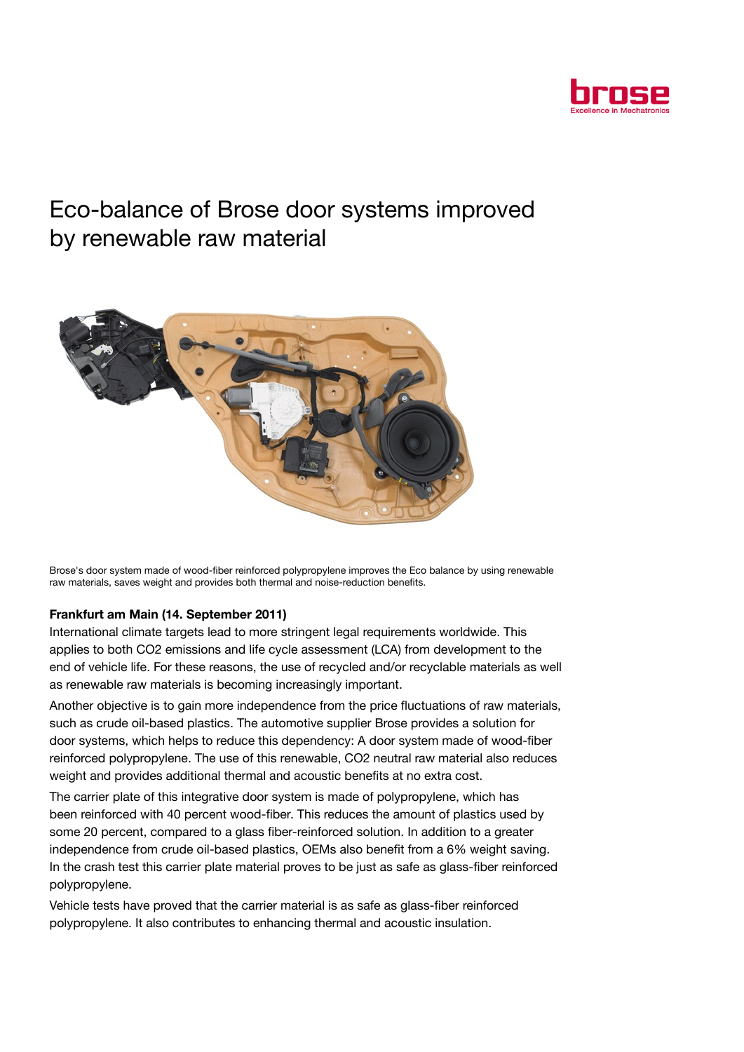# Eco-balance of Brose door systems improved by renewable raw material

Brose's door system made of wood-fiber reinforced polypropylene improves the Eco balance by using renewable raw materials, saves weight and provides both thermal and noise-reduction benefits.

**Frankfurt am Main (14. September 2011)**

International climate targets lead to more stringent legal requirements worldwide. This applies to both CO2 emissions and life cycle assessment (LCA) from development to the end of vehicle life. For these reasons, the use of recycled and/or recyclable materials as well as renewable raw materials is becoming increasingly important.

Another objective is to gain more independence from the price fluctuations of raw materials, such as crude oil-based plastics. The automotive supplier Brose provides a solution for door systems, which helps to reduce this dependency: A door system made of wood-fiber reinforced polypropylene. The use of this renewable, CO2 neutral raw material also reduces weight and provides additional thermal and acoustic benefits at no extra cost.

The carrier plate of this integrative door system is made of polypropylene, which has been reinforced with 40 percent wood-fiber. This reduces the amount of plastics used by some 20 percent, compared to a glass fiber-reinforced solution. In addition to a greater independence from crude oil-based plastics, OEMs also benefit from a 6% weight saving. In the crash test this carrier plate material proves to be just as safe as glass-fiber reinforced polypropylene.

Vehicle tests have proved that the carrier material is as safe as glass-fiber reinforced polypropylene. It also contributes to enhancing thermal and acoustic insulation.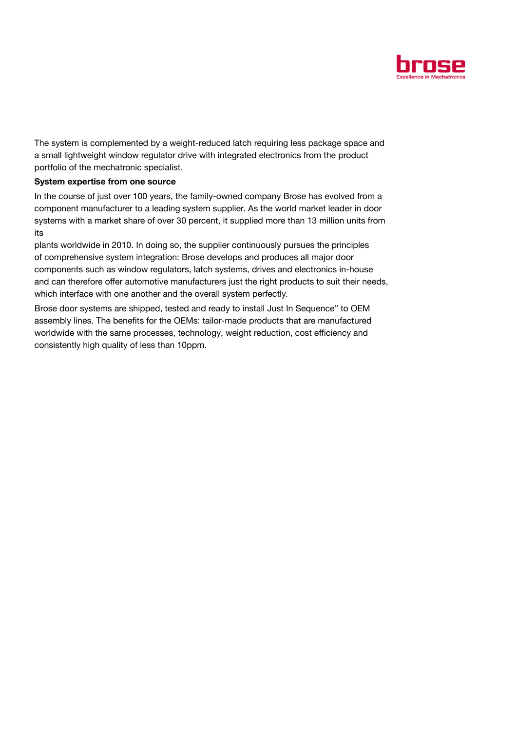The system is complemented by a weight-reduced latch requiring less package space and a small lightweight window regulator drive with integrated electronics from the product portfolio of the mechatronic specialist.

**System expertise from one source**

In the course of just over 100 years, the family-owned company Brose has evolved from a component manufacturer to a leading system supplier. As the world market leader in door systems with a market share of over 30 percent, it supplied more than 13 million units from its plants worldwide in 2010. In doing so, the supplier continuously pursues the principles of comprehensive system integration: Brose develops and produces all major door components such as window regulators, latch systems, drives and electronics in-house and can therefore offer automotive manufacturers just the right products to suit their needs, which interface with one another and the overall system perfectly.

Brose door systems are shipped, tested and ready to install Just In Sequence" to OEM assembly lines. The benefits for the OEMs: tailor-made products that are manufactured worldwide with the same processes, technology, weight reduction, cost efficiency and consistently high quality of less than 10ppm.